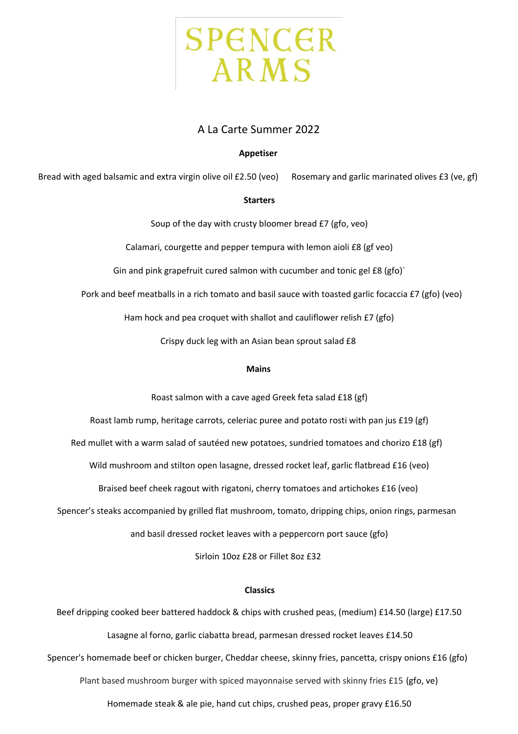# SPENCER ARMS

## A La Carte Summer 2022

### Appetiser

Bread with aged balsamic and extra virgin olive oil £2.50 (veo)    Rosemary and garlic marinated olives £3 (ve, gf)

### Starters

Soup of the day with crusty bloomer bread £7 (gfo, veo)

Calamari, courgette and pepper tempura with lemon aioli £8 (gf veo)

Gin and pink grapefruit cured salmon with cucumber and tonic gel £8 (gfo)`

Pork and beef meatballs in a rich tomato and basil sauce with toasted garlic focaccia £7 (gfo) (veo)

Ham hock and pea croquet with shallot and cauliflower relish £7 (gfo)

Crispy duck leg with an Asian bean sprout salad £8

### Mains

Roast salmon with a cave aged Greek feta salad £18 (gf)

Roast lamb rump, heritage carrots, celeriac puree and potato rosti with pan jus £19 (gf)

Red mullet with a warm salad of sautéed new potatoes, sundried tomatoes and chorizo £18 (gf)

Wild mushroom and stilton open lasagne, dressed rocket leaf, garlic flatbread £16 (veo)

Braised beef cheek ragout with rigatoni, cherry tomatoes and artichokes £16 (veo)

Spencer's steaks accompanied by grilled flat mushroom, tomato, dripping chips, onion rings, parmesan and basil dressed rocket leaves with a peppercorn port sauce (gfo)

Sirloin 10oz £28 or Fillet 8oz £32

### Classics

Beef dripping cooked beer battered haddock & chips with crushed peas, (medium) £14.50 (large) £17.50

Lasagne al forno, garlic ciabatta bread, parmesan dressed rocket leaves £14.50

Spencer's homemade beef or chicken burger, Cheddar cheese, skinny fries, pancetta, crispy onions £16 (gfo)

Plant based mushroom burger with spiced mayonnaise served with skinny fries £15 (gfo, ve)

Homemade steak & ale pie, hand cut chips, crushed peas, proper gravy £16.50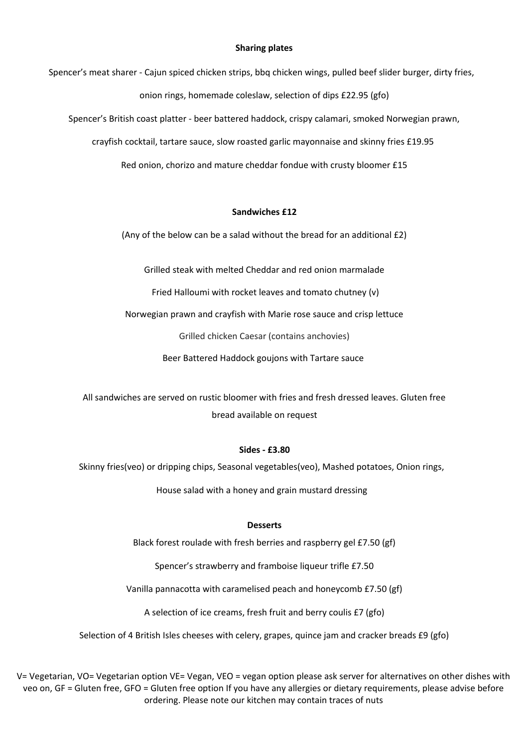## Sharing plates

Spencer's meat sharer - Cajun spiced chicken strips, bbq chicken wings, pulled beef slider burger, dirty fries, onion rings, homemade coleslaw, selection of dips £22.95 (gfo)

Spencer's British coast platter - beer battered haddock, crispy calamari, smoked Norwegian prawn, crayfish cocktail, tartare sauce, slow roasted garlic mayonnaise and skinny fries £19.95

Red onion, chorizo and mature cheddar fondue with crusty bloomer £15

## Sandwiches £12

(Any of the below can be a salad without the bread for an additional £2)

Grilled steak with melted Cheddar and red onion marmalade

Fried Halloumi with rocket leaves and tomato chutney (v)

Norwegian prawn and crayfish with Marie rose sauce and crisp lettuce

Grilled chicken Caesar (contains anchovies)

Beer Battered Haddock goujons with Tartare sauce

All sandwiches are served on rustic bloomer with fries and fresh dressed leaves. Gluten free bread available on request

## Sides - £3.80

Skinny fries(veo) or dripping chips, Seasonal vegetables(veo), Mashed potatoes, Onion rings,

House salad with a honey and grain mustard dressing

## Desserts

Black forest roulade with fresh berries and raspberry gel £7.50 (gf)

Spencer's strawberry and framboise liqueur trifle £7.50

Vanilla pannacotta with caramelised peach and honeycomb £7.50 (gf)

A selection of ice creams, fresh fruit and berry coulis £7 (gfo)

Selection of 4 British Isles cheeses with celery, grapes, quince jam and cracker breads £9 (gfo)

V= Vegetarian, VO= Vegetarian option VE= Vegan, VEO = vegan option please ask server for alternatives on other dishes with veo on, GF = Gluten free, GFO = Gluten free option If you have any allergies or dietary requirements, please advise before ordering. Please note our kitchen may contain traces of nuts